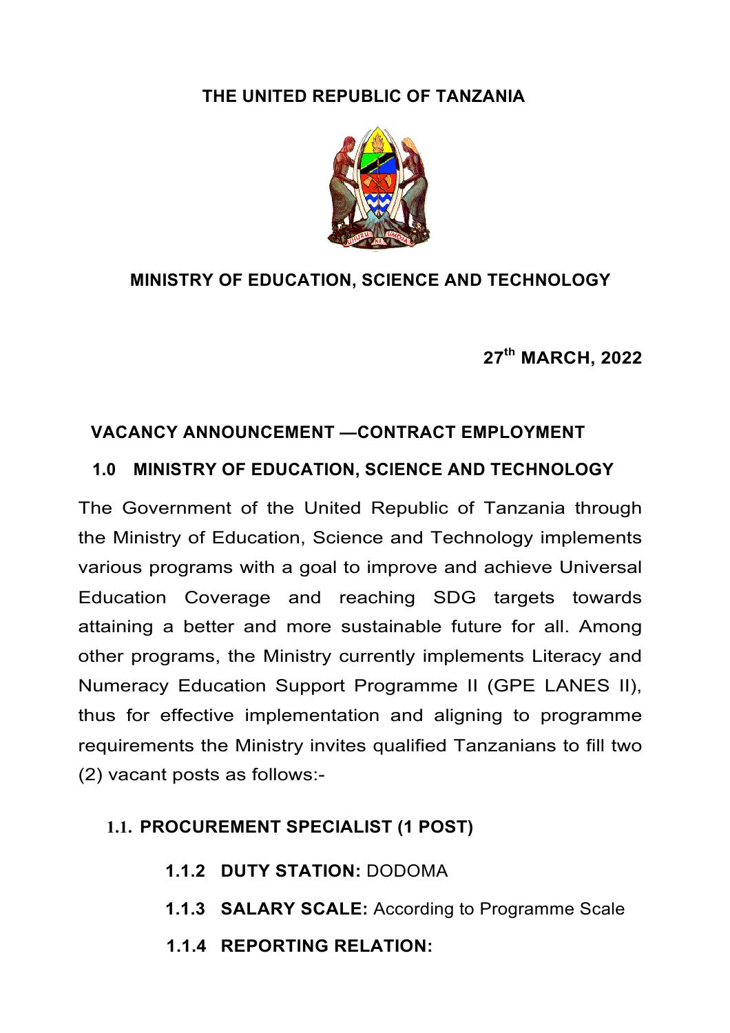**THE UNITED REPUBLIC OF TANZANIA**

**MINISTRY OF EDUCATION, SCIENCE AND TECHNOLOGY**

**27th MARCH, 2022**

## VACANCY ANNOUNCEMENT —CONTRACT EMPLOYMENT

## 1.0 MINISTRY OF EDUCATION, SCIENCE AND TECHNOLOGY

The Government of the United Republic of Tanzania through the Ministry of Education, Science and Technology implements various programs with a goal to improve and achieve Universal Education Coverage and reaching SDG targets towards attaining a better and more sustainable future for all. Among other programs, the Ministry currently implements Literacy and Numeracy Education Support Programme II (GPE LANES II), thus for effective implementation and aligning to programme requirements the Ministry invites qualified Tanzanians to fill two (2) vacant posts as follows:-

### 1.1. PROCUREMENT SPECIALIST (1 POST)

**1.1.2 DUTY STATION:** DODOMA

**1.1.3 SALARY SCALE:** According to Programme Scale

**1.1.4 REPORTING RELATION:**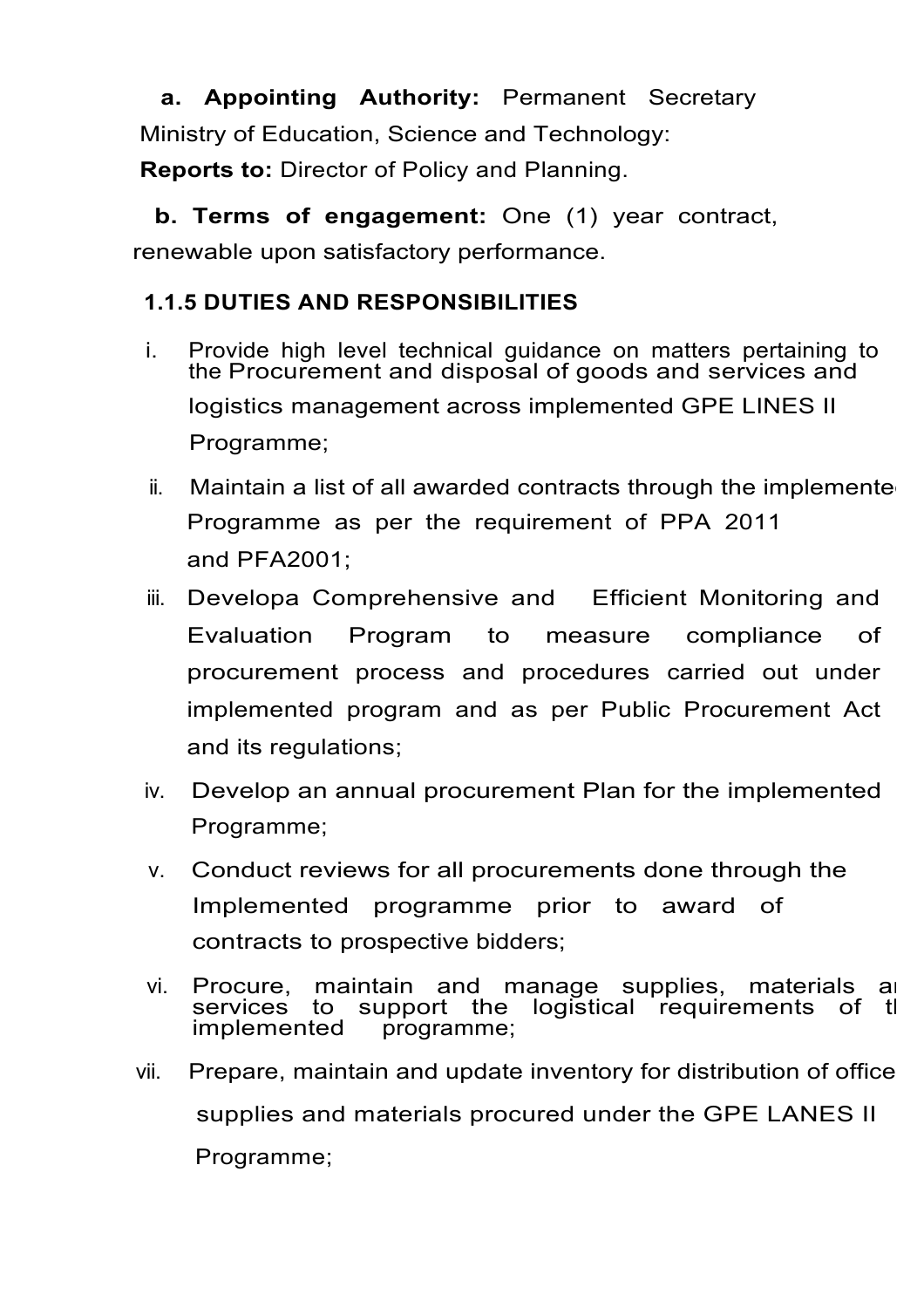**a. Appointing Authority:** Permanent Secretary Ministry of Education, Science and Technology:

**Reports to:** Director of Policy and Planning.

**b. Terms of engagement:** One (1) year contract, renewable upon satisfactory performance.

### 1.1.5 DUTIES AND RESPONSIBILITIES

i. Provide high level technical guidance on matters pertaining to the Procurement and disposal of goods and services and logistics management across implemented GPE LINES II Programme;

ii. Maintain a list of all awarded contracts through the implemented Programme as per the requirement of PPA 2011 and PFA2001;

iii. Developa Comprehensive and Efficient Monitoring and Evaluation Program to measure compliance of procurement process and procedures carried out under implemented program and as per Public Procurement Act and its regulations;

iv. Develop an annual procurement Plan for the implemented Programme;

v. Conduct reviews for all procurements done through the Implemented programme prior to award of contracts to prospective bidders;

vi. Procure, maintain and manage supplies, materials and services to support the logistical requirements of the implemented programme;

vii. Prepare, maintain and update inventory for distribution of office supplies and materials procured under the GPE LANES II Programme;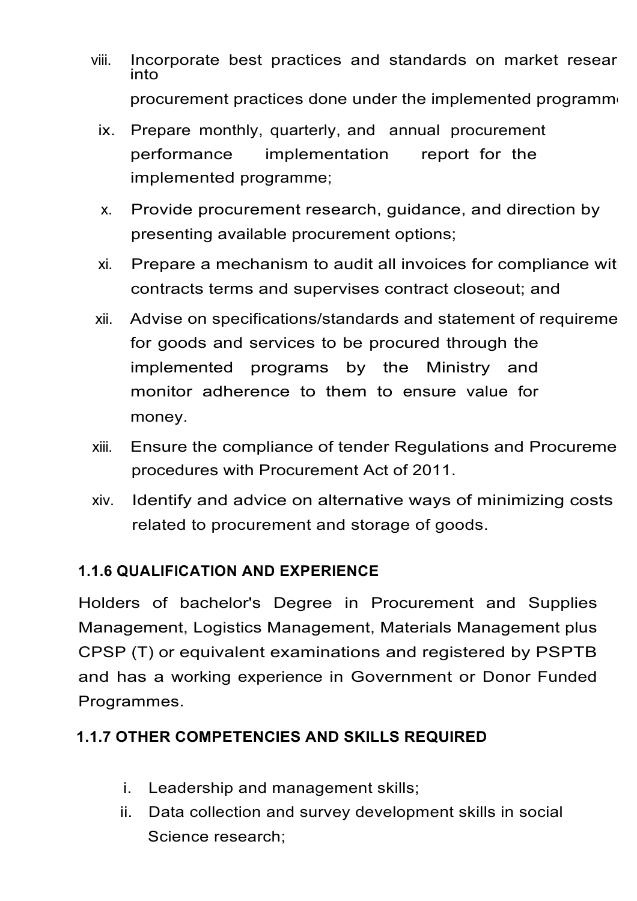viii. Incorporate best practices and standards on market resear into procurement practices done under the implemented programm

ix. Prepare monthly, quarterly, and annual procurement performance implementation report for the implemented programme;

x. Provide procurement research, guidance, and direction by presenting available procurement options;

xi. Prepare a mechanism to audit all invoices for compliance wit contracts terms and supervises contract closeout; and

xii. Advise on specifications/standards and statement of requireme for goods and services to be procured through the implemented programs by the Ministry and monitor adherence to them to ensure value for money.

xiii. Ensure the compliance of tender Regulations and Procureme procedures with Procurement Act of 2011.

xiv. Identify and advice on alternative ways of minimizing costs related to procurement and storage of goods.

### 1.1.6 QUALIFICATION AND EXPERIENCE

Holders of bachelor's Degree in Procurement and Supplies Management, Logistics Management, Materials Management plus CPSP (T) or equivalent examinations and registered by PSPTB and has a working experience in Government or Donor Funded Programmes.

### 1.1.7 OTHER COMPETENCIES AND SKILLS REQUIRED

i. Leadership and management skills;

ii. Data collection and survey development skills in social Science research;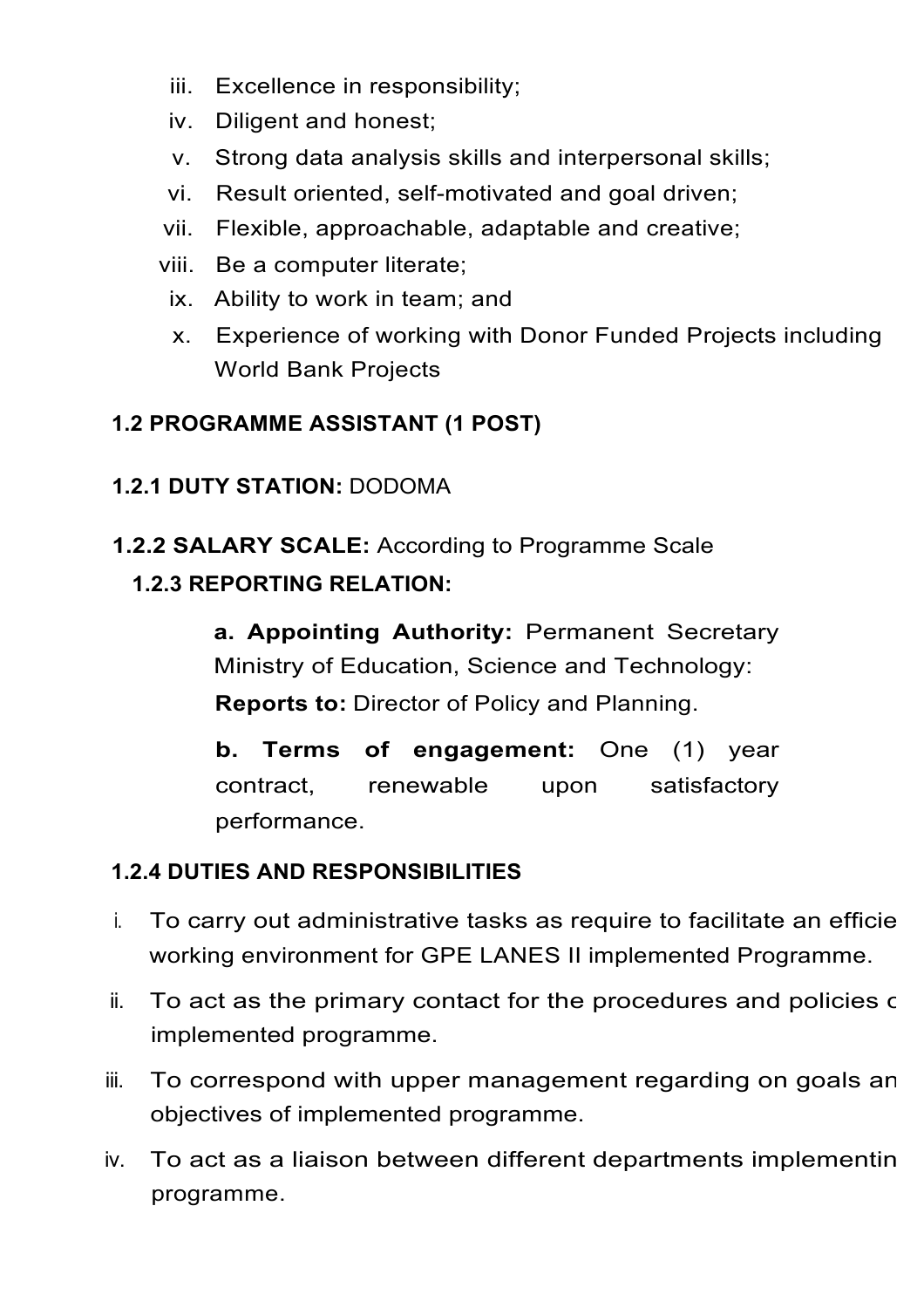iii. Excellence in responsibility;
iv. Diligent and honest;
v. Strong data analysis skills and interpersonal skills;
vi. Result oriented, self-motivated and goal driven;
vii. Flexible, approachable, adaptable and creative;
viii. Be a computer literate;
ix. Ability to work in team; and
x. Experience of working with Donor Funded Projects including World Bank Projects

### 1.2 PROGRAMME ASSISTANT (1 POST)

**1.2.1 DUTY STATION:** DODOMA

**1.2.2 SALARY SCALE:** According to Programme Scale

**1.2.3 REPORTING RELATION:**

**a. Appointing Authority:** Permanent Secretary Ministry of Education, Science and Technology:
**Reports to:** Director of Policy and Planning.

**b. Terms of engagement:** One (1) year contract, renewable upon satisfactory performance.

**1.2.4 DUTIES AND RESPONSIBILITIES**

i. To carry out administrative tasks as require to facilitate an efficie working environment for GPE LANES II implemented Programme.
ii. To act as the primary contact for the procedures and policies c implemented programme.
iii. To correspond with upper management regarding on goals an objectives of implemented programme.
iv. To act as a liaison between different departments implementin programme.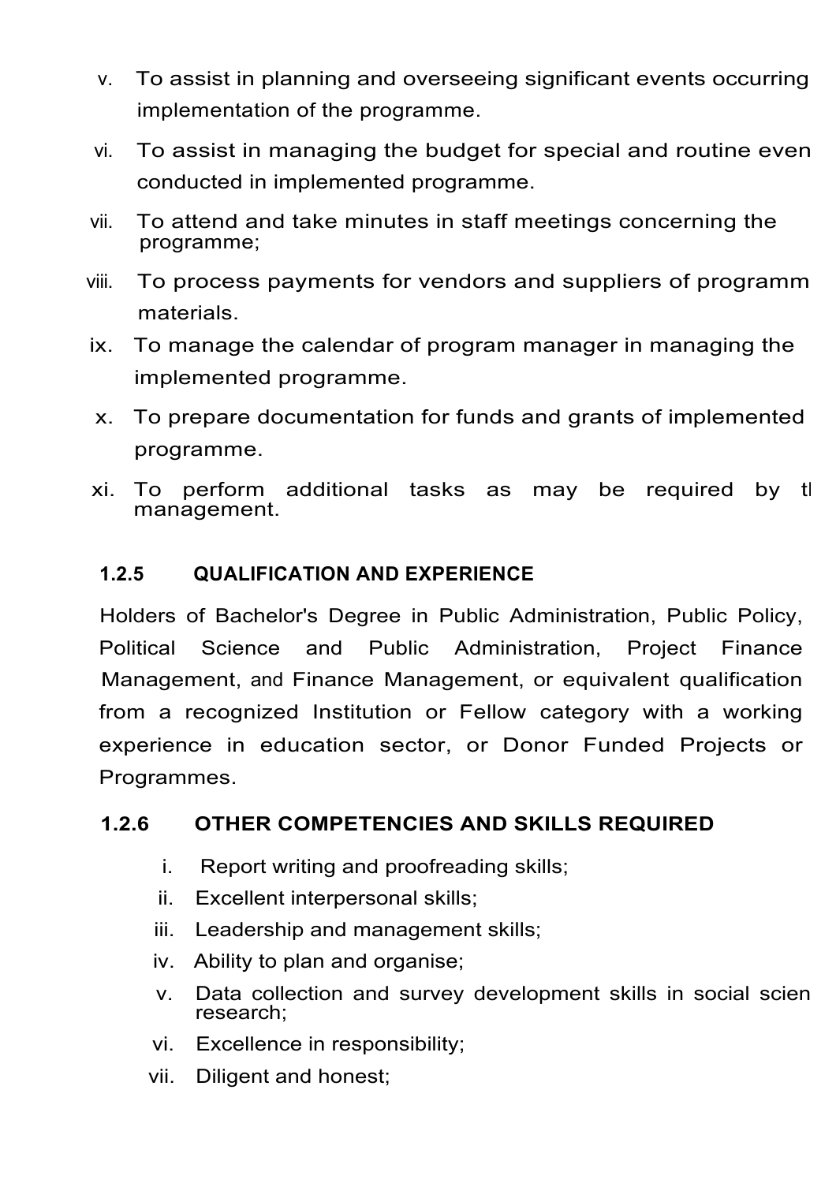v. To assist in planning and overseeing significant events occurring implementation of the programme.

vi. To assist in managing the budget for special and routine even conducted in implemented programme.

vii. To attend and take minutes in staff meetings concerning the programme;

viii. To process payments for vendors and suppliers of programm materials.

ix. To manage the calendar of program manager in managing the implemented programme.

x. To prepare documentation for funds and grants of implemented programme.

xi. To perform additional tasks as may be required by tl management.

### 1.2.5 QUALIFICATION AND EXPERIENCE

Holders of Bachelor's Degree in Public Administration, Public Policy, Political Science and Public Administration, Project Finance Management, and Finance Management, or equivalent qualification from a recognized Institution or Fellow category with a working experience in education sector, or Donor Funded Projects or Programmes.

### 1.2.6 OTHER COMPETENCIES AND SKILLS REQUIRED

i. Report writing and proofreading skills;

ii. Excellent interpersonal skills;

iii. Leadership and management skills;

iv. Ability to plan and organise;

v. Data collection and survey development skills in social scien research;

vi. Excellence in responsibility;

vii. Diligent and honest;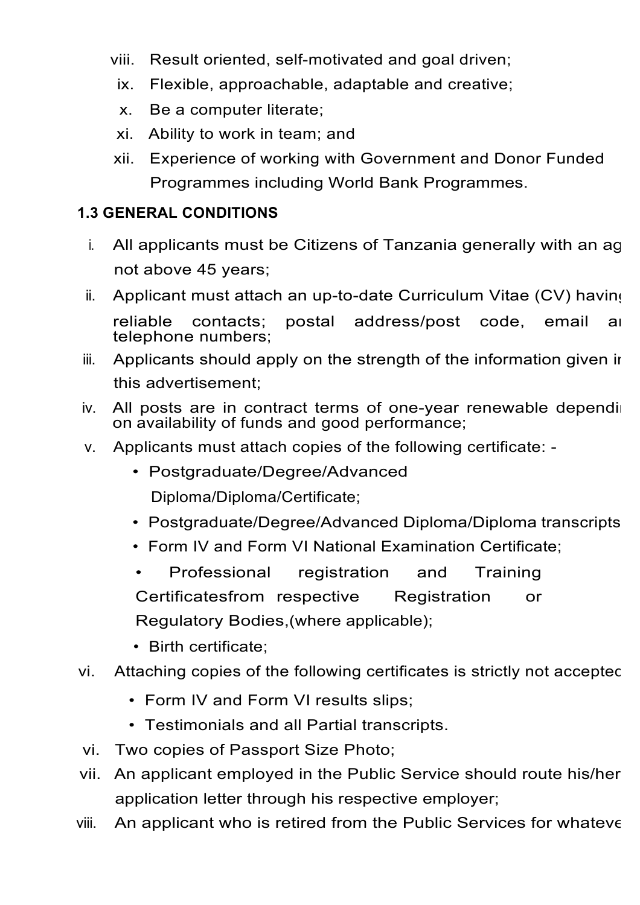viii. Result oriented, self-motivated and goal driven;
ix. Flexible, approachable, adaptable and creative;
x. Be a computer literate;
xi. Ability to work in team; and
xii. Experience of working with Government and Donor Funded Programmes including World Bank Programmes.

### 1.3 GENERAL CONDITIONS

i. All applicants must be Citizens of Tanzania generally with an ag not above 45 years;

ii. Applicant must attach an up-to-date Curriculum Vitae (CV) havin reliable contacts; postal address/post code, email ar telephone numbers;

iii. Applicants should apply on the strength of the information given ir this advertisement;

iv. All posts are in contract terms of one-year renewable dependi on availability of funds and good performance;

v. Applicants must attach copies of the following certificate: -
   - Postgraduate/Degree/Advanced Diploma/Diploma/Certificate;
   - Postgraduate/Degree/Advanced Diploma/Diploma transcripts
   - Form IV and Form VI National Examination Certificate;
   - Professional registration and Training Certificatesfrom respective Registration or Regulatory Bodies,(where applicable);
   - Birth certificate;

vi. Attaching copies of the following certificates is strictly not acceptec
   - Form IV and Form VI results slips;
   - Testimonials and all Partial transcripts.

vi. Two copies of Passport Size Photo;

vii. An applicant employed in the Public Service should route his/her application letter through his respective employer;

viii. An applicant who is retired from the Public Services for whateve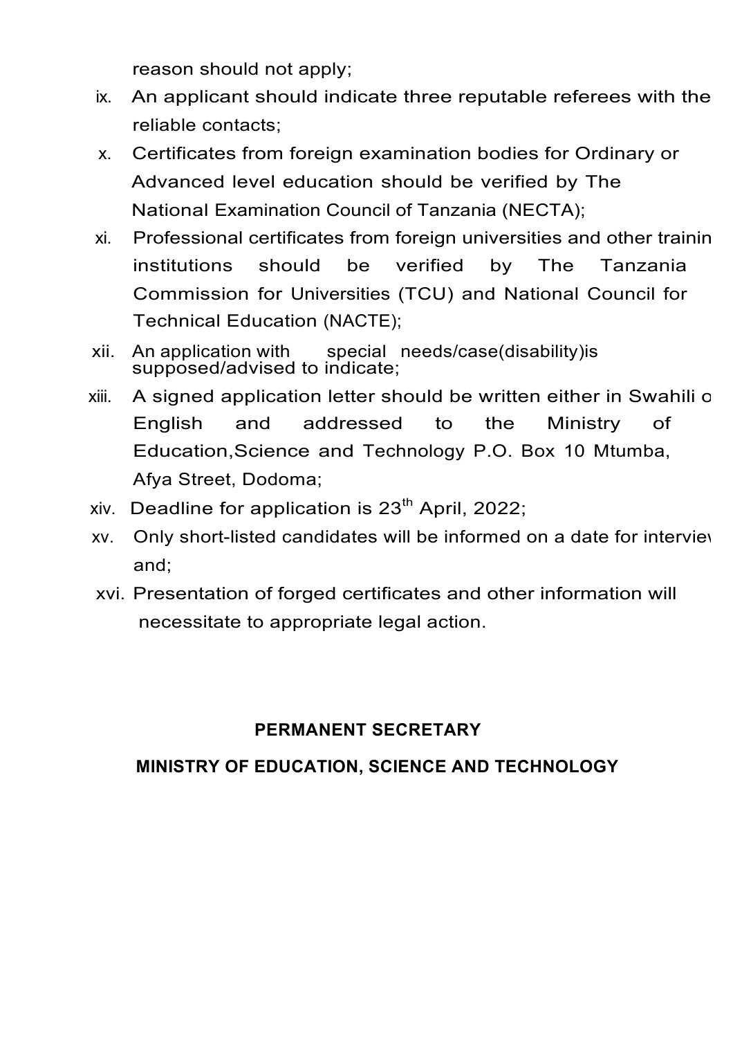reason should not apply;

ix. An applicant should indicate three reputable referees with the reliable contacts;

x. Certificates from foreign examination bodies for Ordinary or Advanced level education should be verified by The National Examination Council of Tanzania (NECTA);

xi. Professional certificates from foreign universities and other trainin institutions should be verified by The Tanzania Commission for Universities (TCU) and National Council for Technical Education (NACTE);

xii. An application with special needs/case(disability)is supposed/advised to indicate;

xiii. A signed application letter should be written either in Swahili o English and addressed to the Ministry of Education,Science and Technology P.O. Box 10 Mtumba, Afya Street, Dodoma;

xiv. Deadline for application is 23th April, 2022;

xv. Only short-listed candidates will be informed on a date for intervie and;

xvi. Presentation of forged certificates and other information will necessitate to appropriate legal action.

**PERMANENT SECRETARY**

**MINISTRY OF EDUCATION, SCIENCE AND TECHNOLOGY**